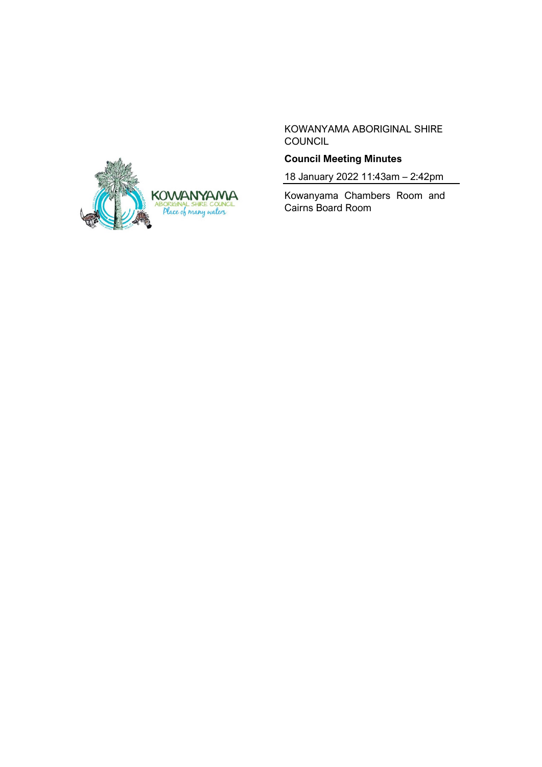KOWANYAMA ABORIGINAL SHIRE COUNCIL

**Council Meeting Minutes**

18 January 2022 11:43am – 2:42pm

Kowanyama Chambers Room and Cairns Board Room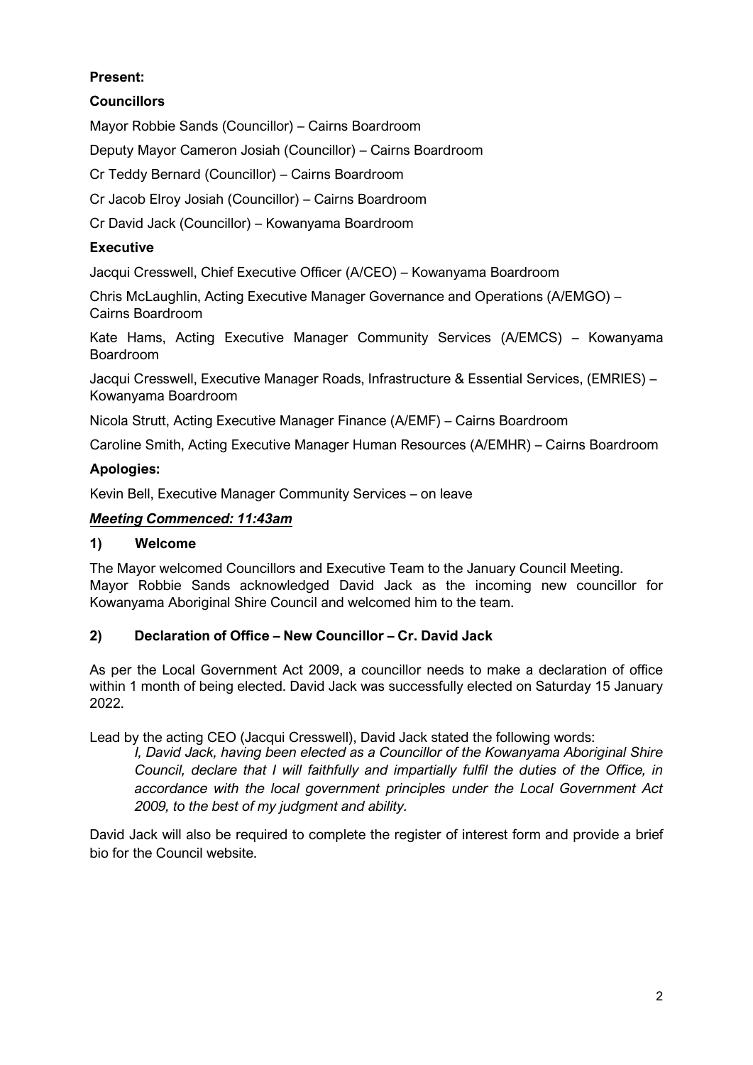**Present:**

**Councillors**

Mayor Robbie Sands (Councillor) – Cairns Boardroom

Deputy Mayor Cameron Josiah (Councillor) – Cairns Boardroom

Cr Teddy Bernard (Councillor) – Cairns Boardroom

Cr Jacob Elroy Josiah (Councillor) – Cairns Boardroom

Cr David Jack (Councillor) – Kowanyama Boardroom

**Executive**

Jacqui Cresswell, Chief Executive Officer (A/CEO) – Kowanyama Boardroom

Chris McLaughlin, Acting Executive Manager Governance and Operations (A/EMGO) – Cairns Boardroom

Kate Hams, Acting Executive Manager Community Services (A/EMCS) – Kowanyama Boardroom

Jacqui Cresswell, Executive Manager Roads, Infrastructure & Essential Services, (EMRIES) – Kowanyama Boardroom

Nicola Strutt, Acting Executive Manager Finance (A/EMF) – Cairns Boardroom

Caroline Smith, Acting Executive Manager Human Resources (A/EMHR) – Cairns Boardroom

**Apologies:**

Kevin Bell, Executive Manager Community Services – on leave

***Meeting Commenced: 11:43am***

## 1) Welcome

The Mayor welcomed Councillors and Executive Team to the January Council Meeting.
Mayor Robbie Sands acknowledged David Jack as the incoming new councillor for Kowanyama Aboriginal Shire Council and welcomed him to the team.

## 2) Declaration of Office – New Councillor – Cr. David Jack

As per the Local Government Act 2009, a councillor needs to make a declaration of office within 1 month of being elected. David Jack was successfully elected on Saturday 15 January 2022.

Lead by the acting CEO (Jacqui Cresswell), David Jack stated the following words:

> *I, David Jack, having been elected as a Councillor of the Kowanyama Aboriginal Shire Council, declare that I will faithfully and impartially fulfil the duties of the Office, in accordance with the local government principles under the Local Government Act 2009, to the best of my judgment and ability.*

David Jack will also be required to complete the register of interest form and provide a brief bio for the Council website.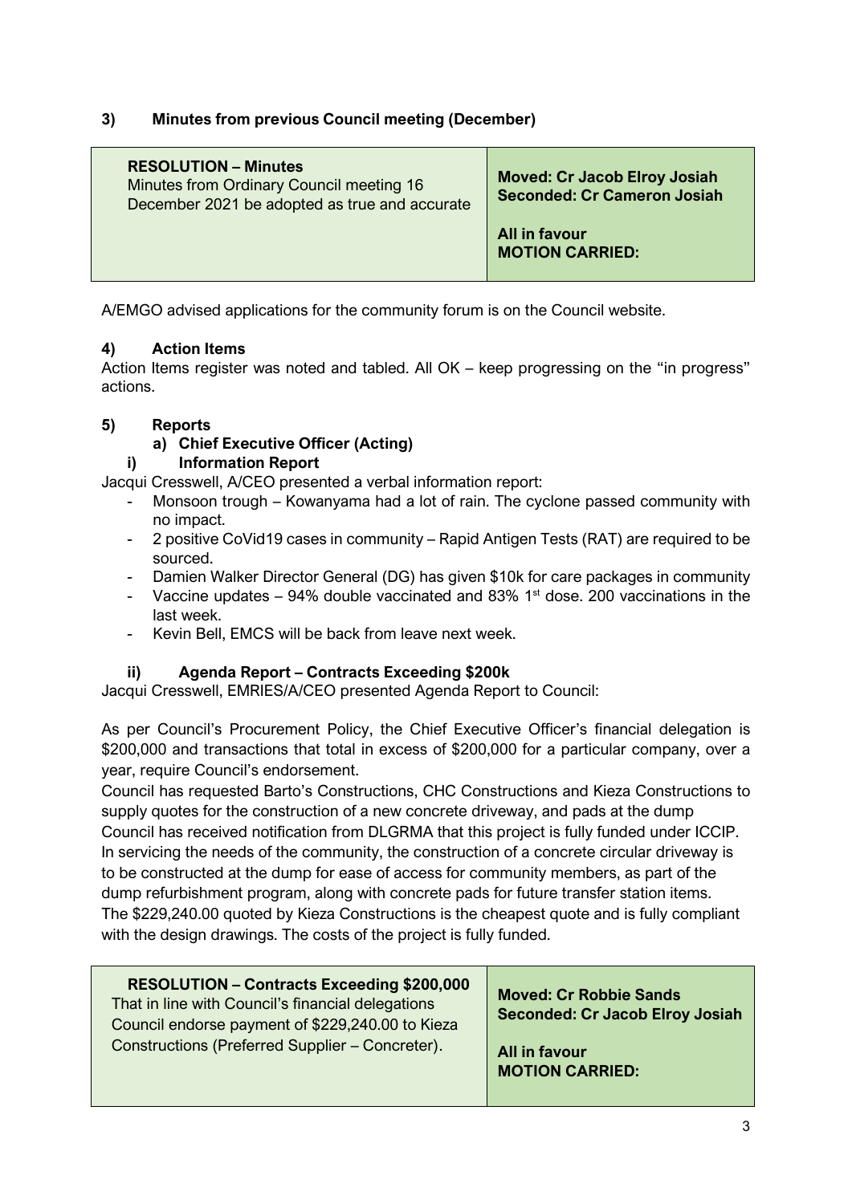### 3) Minutes from previous Council meeting (December)

| **RESOLUTION – Minutes**<br>Minutes from Ordinary Council meeting 16 December 2021 be adopted as true and accurate | **Moved: Cr Jacob Elroy Josiah**<br>**Seconded: Cr Cameron Josiah**<br><br>**All in favour**<br>**MOTION CARRIED:** |
|---|---|

A/EMGO advised applications for the community forum is on the Council website.

### 4) Action Items

Action Items register was noted and tabled. All OK – keep progressing on the "in progress" actions.

### 5) Reports

#### a) Chief Executive Officer (Acting)

#### i) Information Report

Jacqui Cresswell, A/CEO presented a verbal information report:

- Monsoon trough – Kowanyama had a lot of rain. The cyclone passed community with no impact.
- 2 positive CoVid19 cases in community – Rapid Antigen Tests (RAT) are required to be sourced.
- Damien Walker Director General (DG) has given $10k for care packages in community
- Vaccine updates – 94% double vaccinated and 83% 1st dose. 200 vaccinations in the last week.
- Kevin Bell, EMCS will be back from leave next week.

#### ii) Agenda Report – Contracts Exceeding $200k

Jacqui Cresswell, EMRIES/A/CEO presented Agenda Report to Council:

As per Council's Procurement Policy, the Chief Executive Officer's financial delegation is $200,000 and transactions that total in excess of $200,000 for a particular company, over a year, require Council's endorsement.

Council has requested Barto's Constructions, CHC Constructions and Kieza Constructions to supply quotes for the construction of a new concrete driveway, and pads at the dump

Council has received notification from DLGRMA that this project is fully funded under ICCIP.

In servicing the needs of the community, the construction of a concrete circular driveway is to be constructed at the dump for ease of access for community members, as part of the dump refurbishment program, along with concrete pads for future transfer station items.

The $229,240.00 quoted by Kieza Constructions is the cheapest quote and is fully compliant with the design drawings. The costs of the project is fully funded.

| **RESOLUTION – Contracts Exceeding $200,000**<br>That in line with Council's financial delegations Council endorse payment of $229,240.00 to Kieza Constructions (Preferred Supplier – Concreter). | **Moved: Cr Robbie Sands**<br>**Seconded: Cr Jacob Elroy Josiah**<br><br>**All in favour**<br>**MOTION CARRIED:** |
|---|---|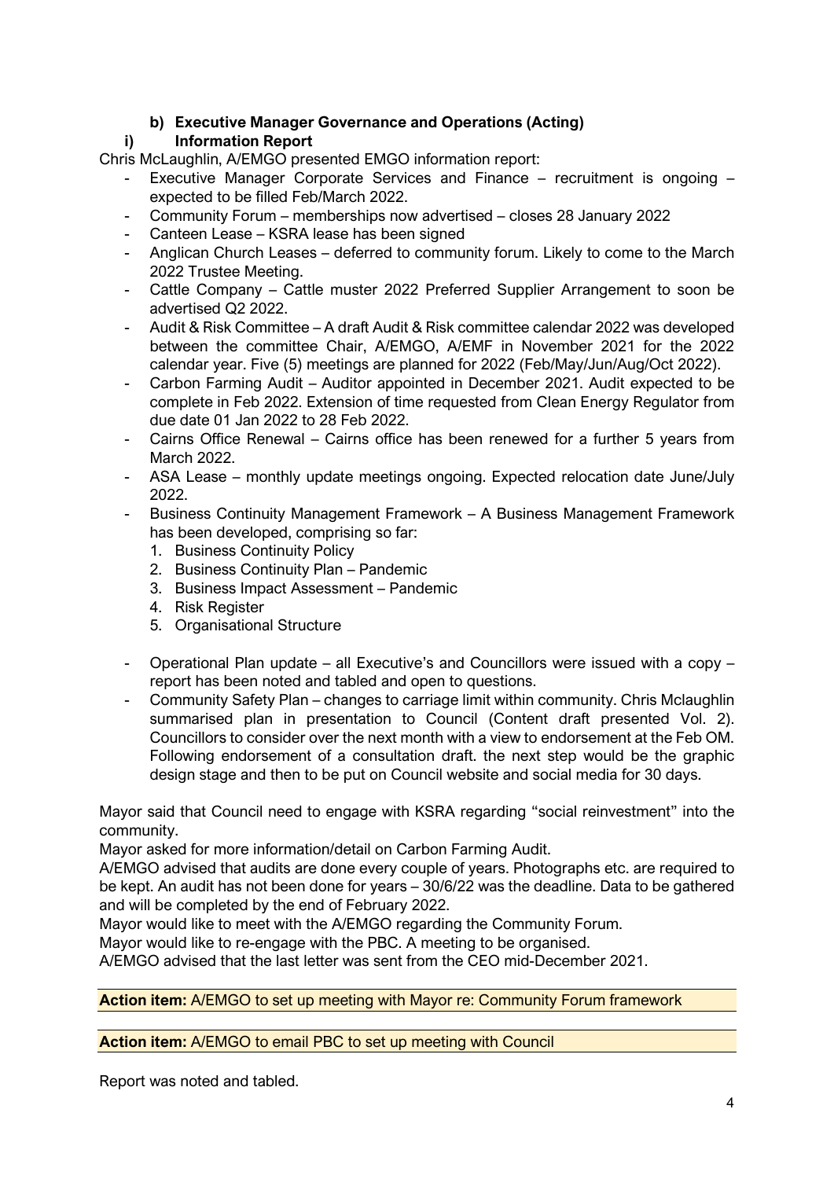### b) Executive Manager Governance and Operations (Acting)

#### i) Information Report

Chris McLaughlin, A/EMGO presented EMGO information report:

- Executive Manager Corporate Services and Finance – recruitment is ongoing – expected to be filled Feb/March 2022.
- Community Forum – memberships now advertised – closes 28 January 2022
- Canteen Lease – KSRA lease has been signed
- Anglican Church Leases – deferred to community forum. Likely to come to the March 2022 Trustee Meeting.
- Cattle Company – Cattle muster 2022 Preferred Supplier Arrangement to soon be advertised Q2 2022.
- Audit & Risk Committee – A draft Audit & Risk committee calendar 2022 was developed between the committee Chair, A/EMGO, A/EMF in November 2021 for the 2022 calendar year. Five (5) meetings are planned for 2022 (Feb/May/Jun/Aug/Oct 2022).
- Carbon Farming Audit – Auditor appointed in December 2021. Audit expected to be complete in Feb 2022. Extension of time requested from Clean Energy Regulator from due date 01 Jan 2022 to 28 Feb 2022.
- Cairns Office Renewal – Cairns office has been renewed for a further 5 years from March 2022.
- ASA Lease – monthly update meetings ongoing. Expected relocation date June/July 2022.
- Business Continuity Management Framework – A Business Management Framework has been developed, comprising so far:
  1. Business Continuity Policy
  2. Business Continuity Plan – Pandemic
  3. Business Impact Assessment – Pandemic
  4. Risk Register
  5. Organisational Structure
- Operational Plan update – all Executive's and Councillors were issued with a copy – report has been noted and tabled and open to questions.
- Community Safety Plan – changes to carriage limit within community. Chris Mclaughlin summarised plan in presentation to Council (Content draft presented Vol. 2). Councillors to consider over the next month with a view to endorsement at the Feb OM. Following endorsement of a consultation draft. the next step would be the graphic design stage and then to be put on Council website and social media for 30 days.

Mayor said that Council need to engage with KSRA regarding "social reinvestment" into the community.

Mayor asked for more information/detail on Carbon Farming Audit.

A/EMGO advised that audits are done every couple of years. Photographs etc. are required to be kept. An audit has not been done for years – 30/6/22 was the deadline. Data to be gathered and will be completed by the end of February 2022.

Mayor would like to meet with the A/EMGO regarding the Community Forum.

Mayor would like to re-engage with the PBC. A meeting to be organised.

A/EMGO advised that the last letter was sent from the CEO mid-December 2021.

**Action item:** A/EMGO to set up meeting with Mayor re: Community Forum framework

**Action item:** A/EMGO to email PBC to set up meeting with Council

Report was noted and tabled.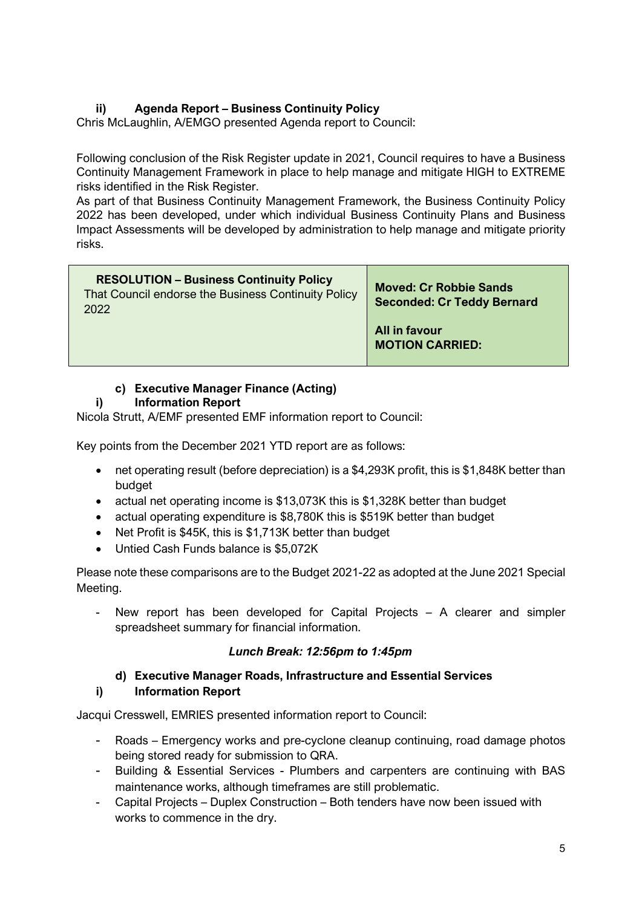### ii) Agenda Report – Business Continuity Policy

Chris McLaughlin, A/EMGO presented Agenda report to Council:

Following conclusion of the Risk Register update in 2021, Council requires to have a Business Continuity Management Framework in place to help manage and mitigate HIGH to EXTREME risks identified in the Risk Register.

As part of that Business Continuity Management Framework, the Business Continuity Policy 2022 has been developed, under which individual Business Continuity Plans and Business Impact Assessments will be developed by administration to help manage and mitigate priority risks.

| **RESOLUTION – Business Continuity Policy**<br>That Council endorse the Business Continuity Policy 2022 | **Moved: Cr Robbie Sands**<br>**Seconded: Cr Teddy Bernard**<br><br>**All in favour**<br>**MOTION CARRIED:** |
|---|---|

### c) Executive Manager Finance (Acting)

### i) Information Report

Nicola Strutt, A/EMF presented EMF information report to Council:

Key points from the December 2021 YTD report are as follows:

- net operating result (before depreciation) is a $4,293K profit, this is $1,848K better than budget
- actual net operating income is $13,073K this is $1,328K better than budget
- actual operating expenditure is $8,780K this is $519K better than budget
- Net Profit is $45K, this is $1,713K better than budget
- Untied Cash Funds balance is $5,072K

Please note these comparisons are to the Budget 2021-22 as adopted at the June 2021 Special Meeting.

- New report has been developed for Capital Projects – A clearer and simpler spreadsheet summary for financial information.

***Lunch Break: 12:56pm to 1:45pm***

### d) Executive Manager Roads, Infrastructure and Essential Services

### i) Information Report

Jacqui Cresswell, EMRIES presented information report to Council:

- Roads – Emergency works and pre-cyclone cleanup continuing, road damage photos being stored ready for submission to QRA.
- Building & Essential Services - Plumbers and carpenters are continuing with BAS maintenance works, although timeframes are still problematic.
- Capital Projects – Duplex Construction – Both tenders have now been issued with works to commence in the dry.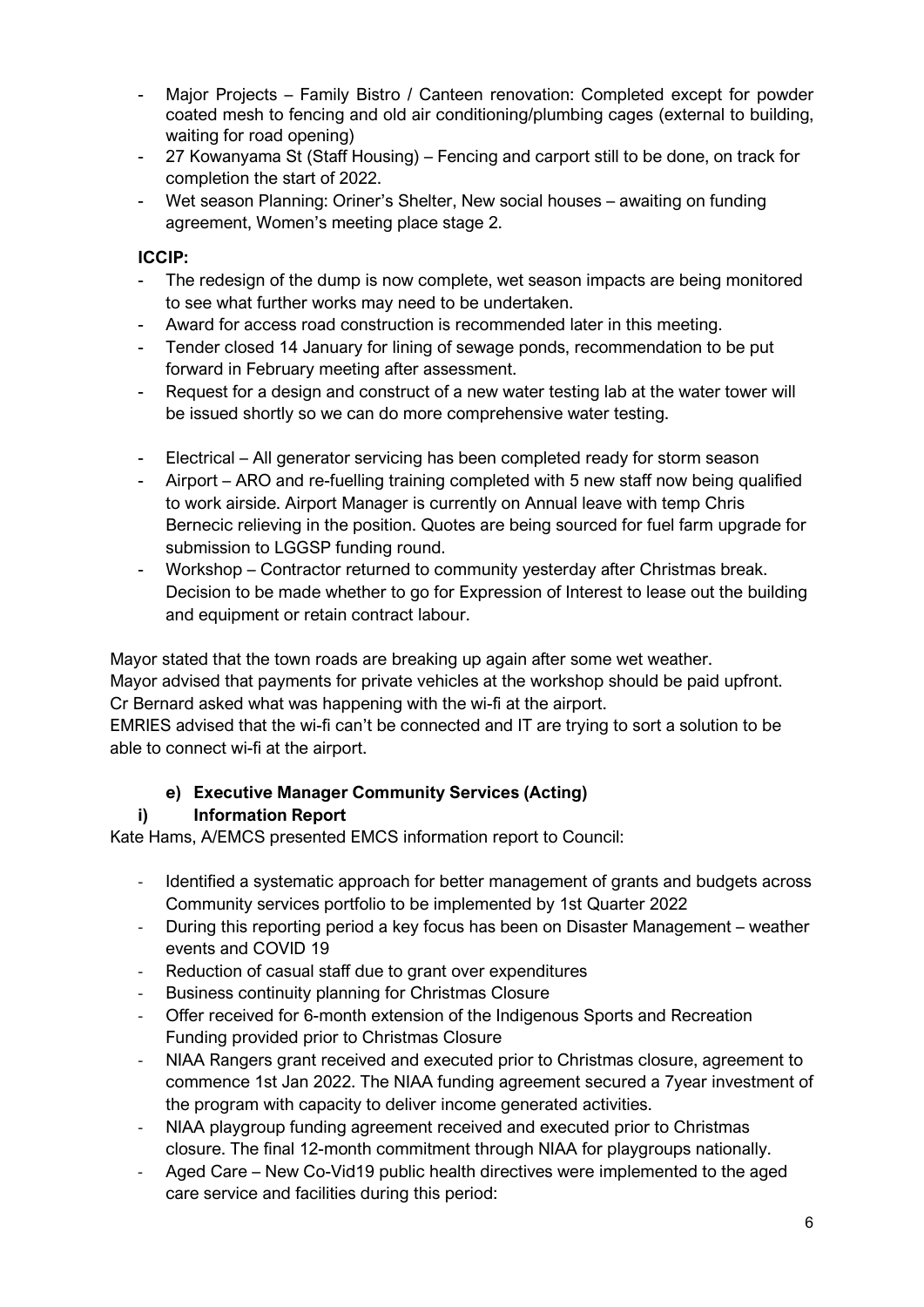- Major Projects – Family Bistro / Canteen renovation: Completed except for powder coated mesh to fencing and old air conditioning/plumbing cages (external to building, waiting for road opening)
- 27 Kowanyama St (Staff Housing) – Fencing and carport still to be done, on track for completion the start of 2022.
- Wet season Planning: Oriner's Shelter, New social houses – awaiting on funding agreement, Women's meeting place stage 2.

**ICCIP:**

- The redesign of the dump is now complete, wet season impacts are being monitored to see what further works may need to be undertaken.
- Award for access road construction is recommended later in this meeting.
- Tender closed 14 January for lining of sewage ponds, recommendation to be put forward in February meeting after assessment.
- Request for a design and construct of a new water testing lab at the water tower will be issued shortly so we can do more comprehensive water testing.

- Electrical – All generator servicing has been completed ready for storm season
- Airport – ARO and re-fuelling training completed with 5 new staff now being qualified to work airside. Airport Manager is currently on Annual leave with temp Chris Bernecic relieving in the position. Quotes are being sourced for fuel farm upgrade for submission to LGGSP funding round.
- Workshop – Contractor returned to community yesterday after Christmas break. Decision to be made whether to go for Expression of Interest to lease out the building and equipment or retain contract labour.

Mayor stated that the town roads are breaking up again after some wet weather.
Mayor advised that payments for private vehicles at the workshop should be paid upfront.
Cr Bernard asked what was happening with the wi-fi at the airport.
EMRIES advised that the wi-fi can't be connected and IT are trying to sort a solution to be able to connect wi-fi at the airport.

**e) Executive Manager Community Services (Acting)**

**i) Information Report**

Kate Hams, A/EMCS presented EMCS information report to Council:

- Identified a systematic approach for better management of grants and budgets across Community services portfolio to be implemented by 1st Quarter 2022
- During this reporting period a key focus has been on Disaster Management – weather events and COVID 19
- Reduction of casual staff due to grant over expenditures
- Business continuity planning for Christmas Closure
- Offer received for 6-month extension of the Indigenous Sports and Recreation Funding provided prior to Christmas Closure
- NIAA Rangers grant received and executed prior to Christmas closure, agreement to commence 1st Jan 2022. The NIAA funding agreement secured a 7year investment of the program with capacity to deliver income generated activities.
- NIAA playgroup funding agreement received and executed prior to Christmas closure. The final 12-month commitment through NIAA for playgroups nationally.
- Aged Care – New Co-Vid19 public health directives were implemented to the aged care service and facilities during this period: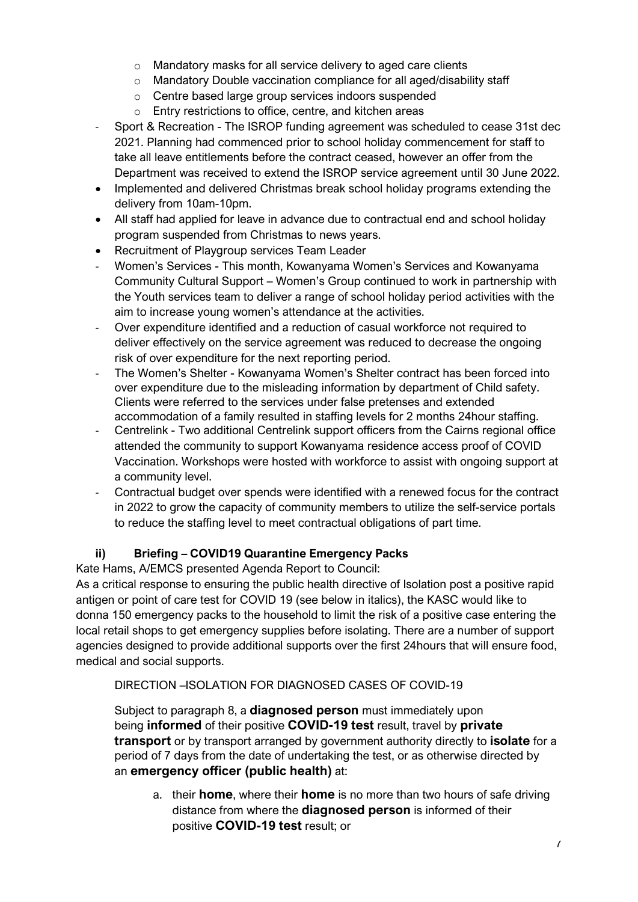- Mandatory masks for all service delivery to aged care clients
    - Mandatory Double vaccination compliance for all aged/disability staff
    - Centre based large group services indoors suspended
    - Entry restrictions to office, centre, and kitchen areas
- Sport & Recreation - The ISROP funding agreement was scheduled to cease 31st dec 2021. Planning had commenced prior to school holiday commencement for staff to take all leave entitlements before the contract ceased, however an offer from the Department was received to extend the ISROP service agreement until 30 June 2022.
- Implemented and delivered Christmas break school holiday programs extending the delivery from 10am-10pm.
- All staff had applied for leave in advance due to contractual end and school holiday program suspended from Christmas to news years.
- Recruitment of Playgroup services Team Leader
- Women's Services - This month, Kowanyama Women's Services and Kowanyama Community Cultural Support – Women's Group continued to work in partnership with the Youth services team to deliver a range of school holiday period activities with the aim to increase young women's attendance at the activities.
- Over expenditure identified and a reduction of casual workforce not required to deliver effectively on the service agreement was reduced to decrease the ongoing risk of over expenditure for the next reporting period.
- The Women's Shelter - Kowanyama Women's Shelter contract has been forced into over expenditure due to the misleading information by department of Child safety. Clients were referred to the services under false pretenses and extended accommodation of a family resulted in staffing levels for 2 months 24hour staffing.
- Centrelink - Two additional Centrelink support officers from the Cairns regional office attended the community to support Kowanyama residence access proof of COVID Vaccination. Workshops were hosted with workforce to assist with ongoing support at a community level.
- Contractual budget over spends were identified with a renewed focus for the contract in 2022 to grow the capacity of community members to utilize the self-service portals to reduce the staffing level to meet contractual obligations of part time.

### ii) Briefing – COVID19 Quarantine Emergency Packs

Kate Hams, A/EMCS presented Agenda Report to Council:
As a critical response to ensuring the public health directive of Isolation post a positive rapid antigen or point of care test for COVID 19 (see below in italics), the KASC would like to donna 150 emergency packs to the household to limit the risk of a positive case entering the local retail shops to get emergency supplies before isolating. There are a number of support agencies designed to provide additional supports over the first 24hours that will ensure food, medical and social supports.

DIRECTION –ISOLATION FOR DIAGNOSED CASES OF COVID-19

Subject to paragraph 8, a **diagnosed person** must immediately upon being **informed** of their positive **COVID-19 test** result, travel by **private transport** or by transport arranged by government authority directly to **isolate** for a period of 7 days from the date of undertaking the test, or as otherwise directed by an **emergency officer (public health)** at:

a. their **home**, where their **home** is no more than two hours of safe driving distance from where the **diagnosed person** is informed of their positive **COVID-19 test** result; or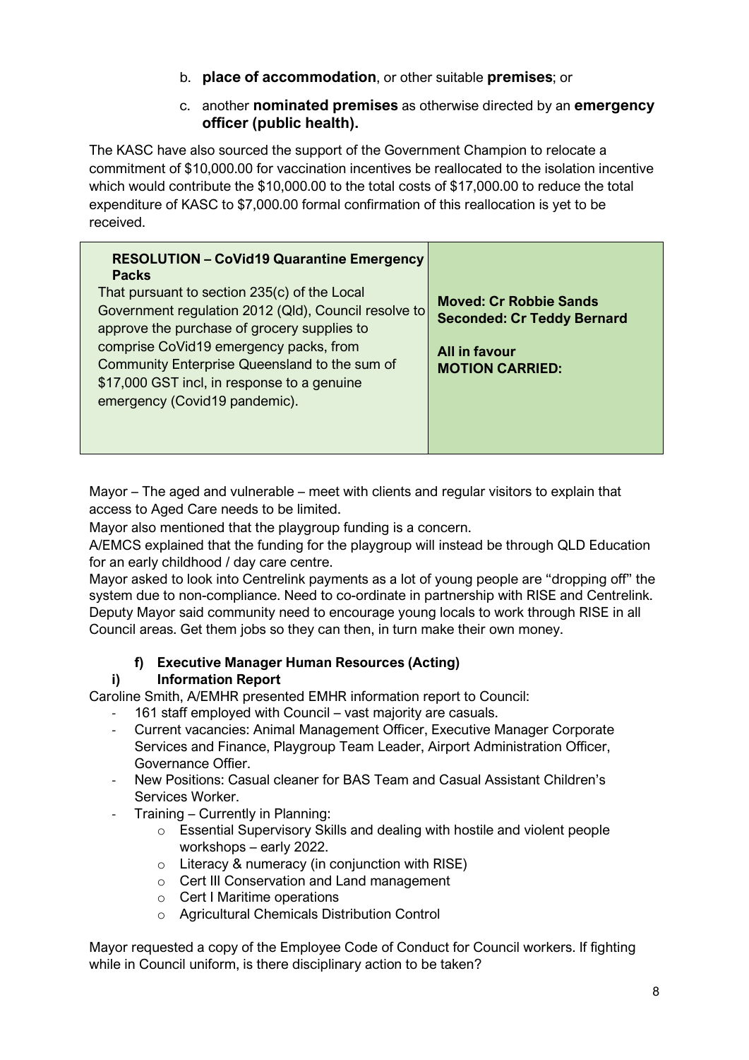b. **place of accommodation**, or other suitable **premises**; or

c. another **nominated premises** as otherwise directed by an **emergency officer (public health).**

The KASC have also sourced the support of the Government Champion to relocate a commitment of $10,000.00 for vaccination incentives be reallocated to the isolation incentive which would contribute the $10,000.00 to the total costs of $17,000.00 to reduce the total expenditure of KASC to $7,000.00 formal confirmation of this reallocation is yet to be received.

| **RESOLUTION – CoVid19 Quarantine Emergency Packs**<br>That pursuant to section 235(c) of the Local Government regulation 2012 (Qld), Council resolve to approve the purchase of grocery supplies to comprise CoVid19 emergency packs, from Community Enterprise Queensland to the sum of $17,000 GST incl, in response to a genuine emergency (Covid19 pandemic). | **Moved: Cr Robbie Sands**<br>**Seconded: Cr Teddy Bernard**<br><br>**All in favour**<br>**MOTION CARRIED:** |
|---|---|

Mayor – The aged and vulnerable – meet with clients and regular visitors to explain that access to Aged Care needs to be limited.

Mayor also mentioned that the playgroup funding is a concern.

A/EMCS explained that the funding for the playgroup will instead be through QLD Education for an early childhood / day care centre.

Mayor asked to look into Centrelink payments as a lot of young people are "dropping off" the system due to non-compliance. Need to co-ordinate in partnership with RISE and Centrelink. Deputy Mayor said community need to encourage young locals to work through RISE in all Council areas. Get them jobs so they can then, in turn make their own money.

### f) Executive Manager Human Resources (Acting)

#### i) Information Report

Caroline Smith, A/EMHR presented EMHR information report to Council:

- 161 staff employed with Council – vast majority are casuals.
- Current vacancies: Animal Management Officer, Executive Manager Corporate Services and Finance, Playgroup Team Leader, Airport Administration Officer, Governance Offier.
- New Positions: Casual cleaner for BAS Team and Casual Assistant Children's Services Worker.
- Training – Currently in Planning:
  - Essential Supervisory Skills and dealing with hostile and violent people workshops – early 2022.
  - Literacy & numeracy (in conjunction with RISE)
  - Cert III Conservation and Land management
  - Cert I Maritime operations
  - Agricultural Chemicals Distribution Control

Mayor requested a copy of the Employee Code of Conduct for Council workers. If fighting while in Council uniform, is there disciplinary action to be taken?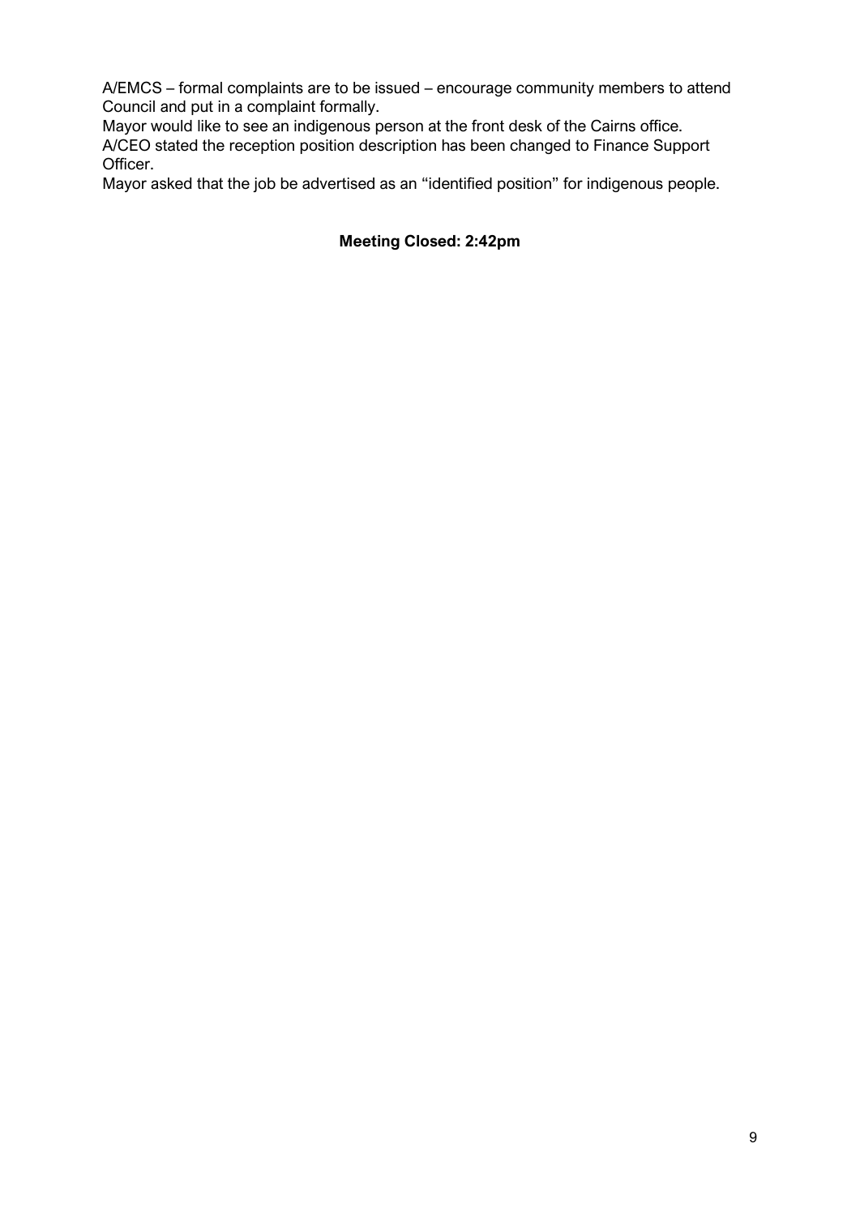A/EMCS – formal complaints are to be issued – encourage community members to attend Council and put in a complaint formally.

Mayor would like to see an indigenous person at the front desk of the Cairns office.

A/CEO stated the reception position description has been changed to Finance Support Officer.

Mayor asked that the job be advertised as an "identified position" for indigenous people.

**Meeting Closed: 2:42pm**